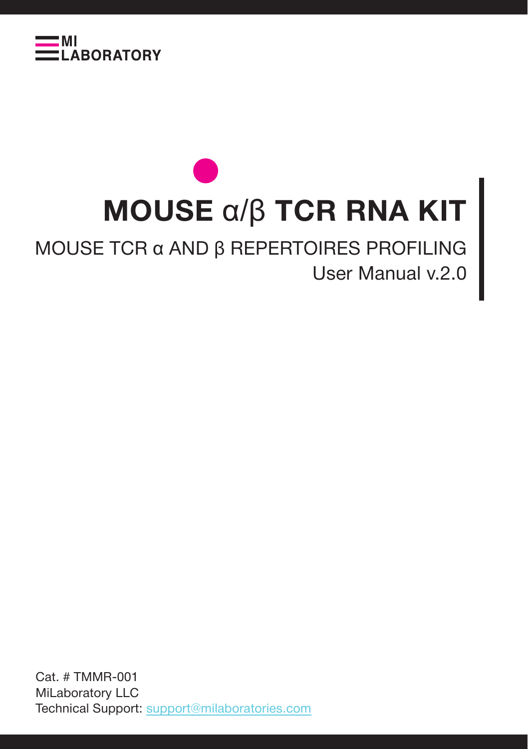MI LABORATORY

# MOUSE α/β TCR RNA KIT

MOUSE TCR α AND β REPERTOIRES PROFILING

User Manual v.2.0

Cat. # TMMR-001
MiLaboratory LLC
Technical Support: support@milaboratories.com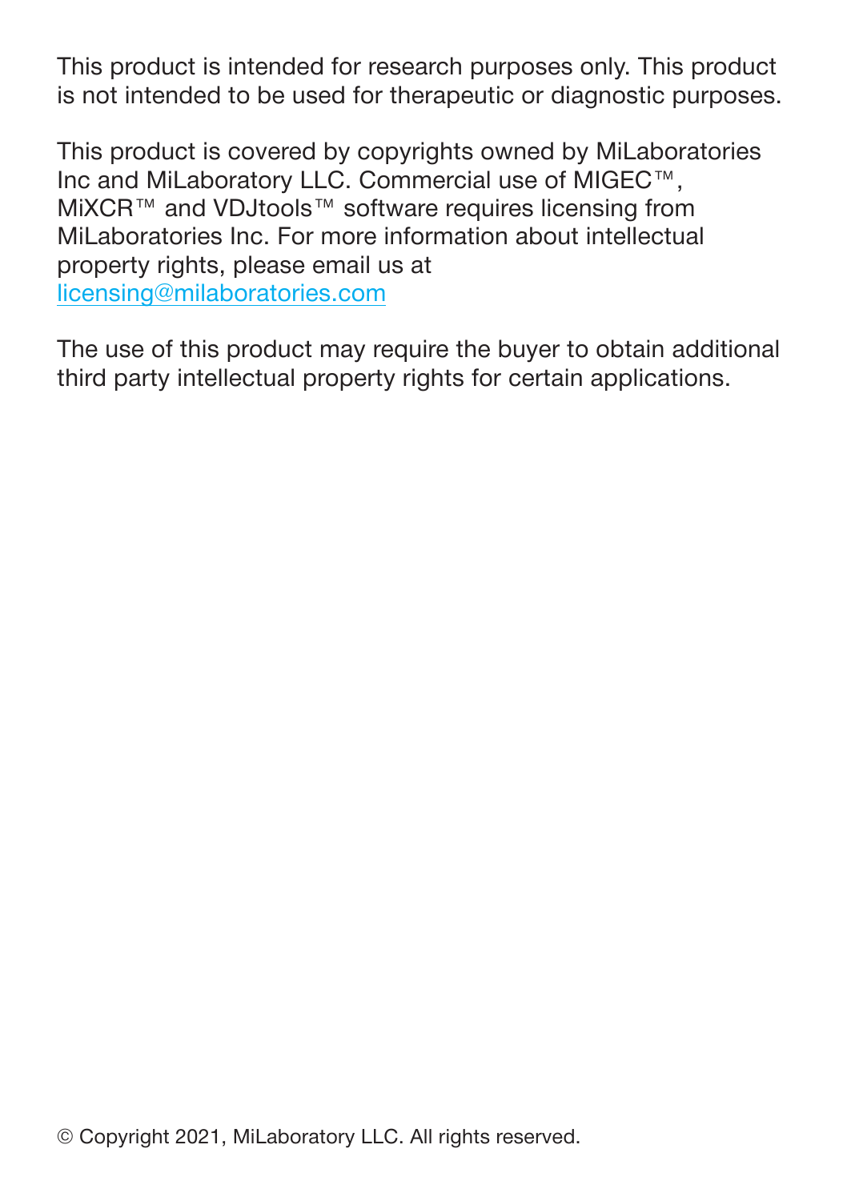This product is intended for research purposes only. This product is not intended to be used for therapeutic or diagnostic purposes.

This product is covered by copyrights owned by MiLaboratories Inc and MiLaboratory LLC. Commercial use of MIGEC™, MiXCR™ and VDJtools™ software requires licensing from MiLaboratories Inc. For more information about intellectual property rights, please email us at licensing@milaboratories.com

The use of this product may require the buyer to obtain additional third party intellectual property rights for certain applications.

© Copyright 2021, MiLaboratory LLC. All rights reserved.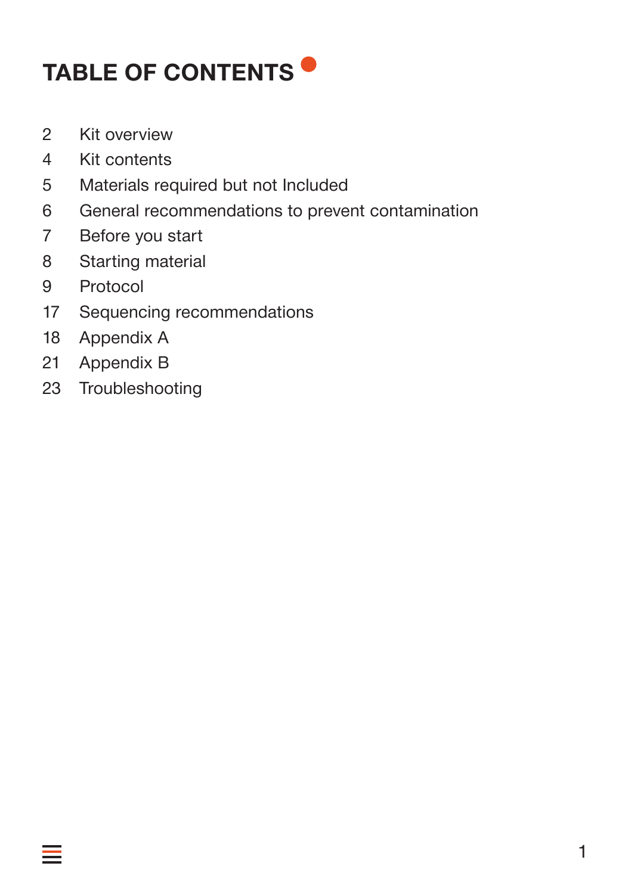# TABLE OF CONTENTS

| | |
|---|---|
| 2 | Kit overview |
| 4 | Kit contents |
| 5 | Materials required but not Included |
| 6 | General recommendations to prevent contamination |
| 7 | Before you start |
| 8 | Starting material |
| 9 | Protocol |
| 17 | Sequencing recommendations |
| 18 | Appendix A |
| 21 | Appendix B |
| 23 | Troubleshooting |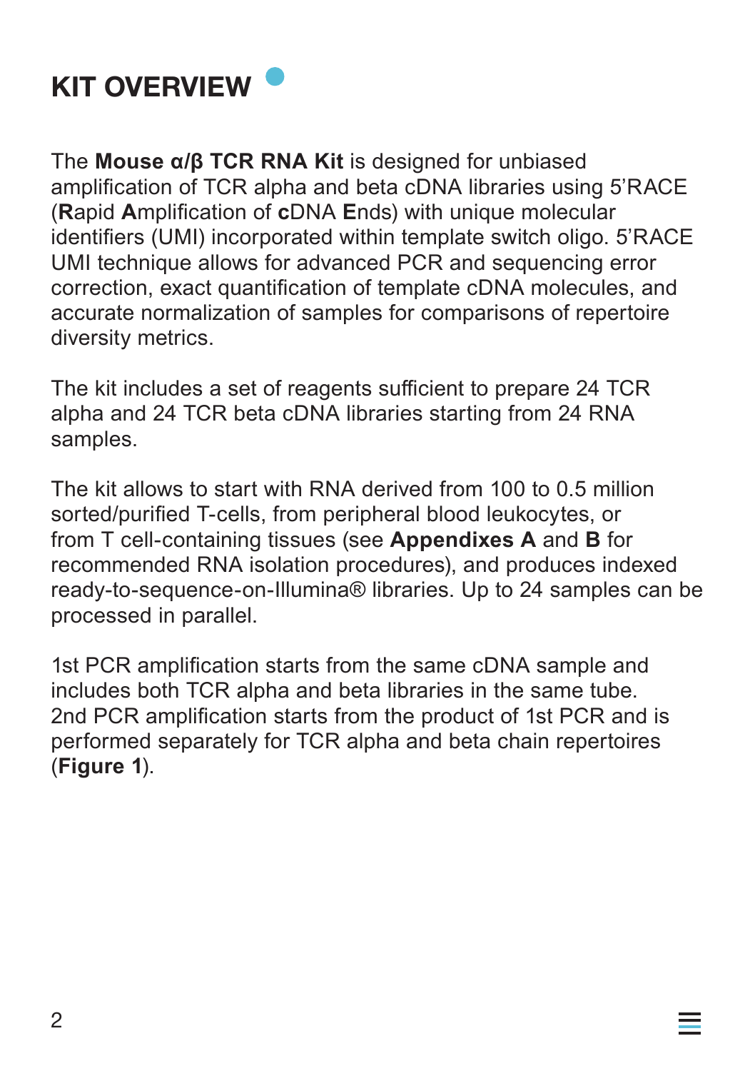# KIT OVERVIEW

The **Mouse α/β TCR RNA Kit** is designed for unbiased amplification of TCR alpha and beta cDNA libraries using 5'RACE (**R**apid **A**mplification of **c**DNA **E**nds) with unique molecular identifiers (UMI) incorporated within template switch oligo. 5'RACE UMI technique allows for advanced PCR and sequencing error correction, exact quantification of template cDNA molecules, and accurate normalization of samples for comparisons of repertoire diversity metrics.

The kit includes a set of reagents sufficient to prepare 24 TCR alpha and 24 TCR beta cDNA libraries starting from 24 RNA samples.

The kit allows to start with RNA derived from 100 to 0.5 million sorted/purified T-cells, from peripheral blood leukocytes, or from T cell-containing tissues (see **Appendixes A** and **B** for recommended RNA isolation procedures), and produces indexed ready-to-sequence-on-Illumina® libraries. Up to 24 samples can be processed in parallel.

1st PCR amplification starts from the same cDNA sample and includes both TCR alpha and beta libraries in the same tube. 2nd PCR amplification starts from the product of 1st PCR and is performed separately for TCR alpha and beta chain repertoires (**Figure 1**).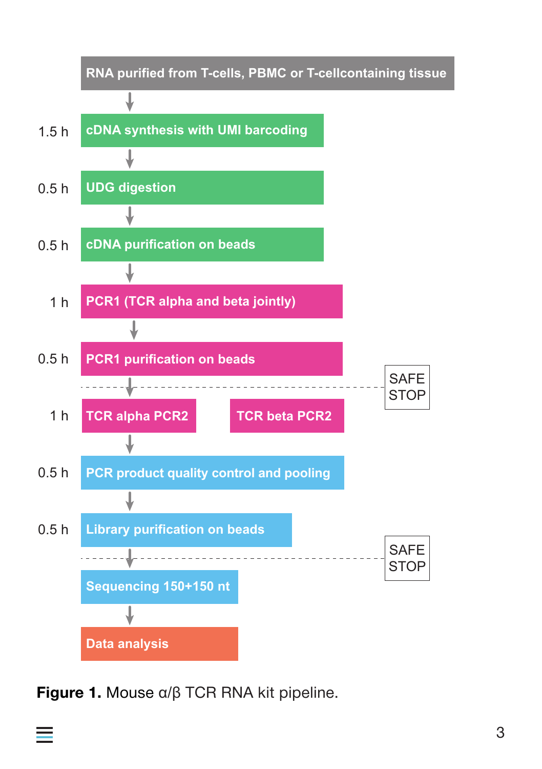| Time | Step |
| --- | --- |
| | RNA purified from T-cells, PBMC or T-cellcontaining tissue |
| 1.5 h | cDNA synthesis with UMI barcoding |
| 0.5 h | UDG digestion |
| 0.5 h | cDNA purification on beads |
| 1 h | PCR1 (TCR alpha and beta jointly) |
| 0.5 h | PCR1 purification on beads |
| | SAFE STOP |
| 1 h | TCR alpha PCR2 / TCR beta PCR2 |
| 0.5 h | PCR product quality control and pooling |
| 0.5 h | Library purification on beads |
| | SAFE STOP |
| | Sequencing 150+150 nt |
| | Data analysis |

**Figure 1.** Mouse α/β TCR RNA kit pipeline.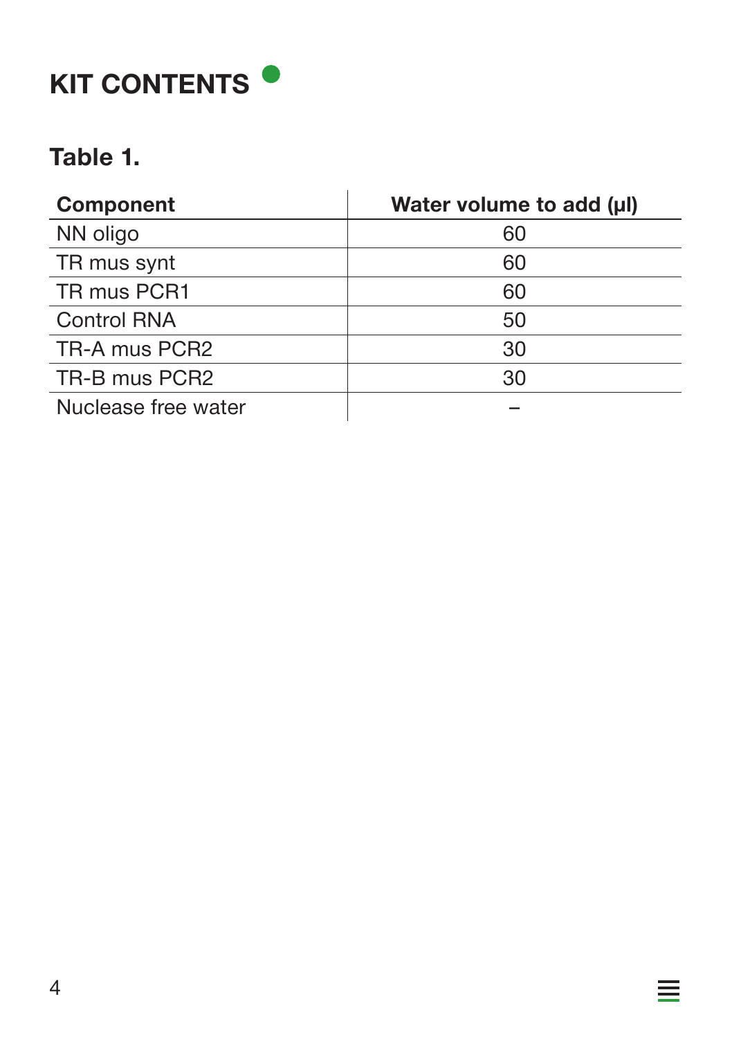# KIT CONTENTS

## Table 1.

| Component | Water volume to add (µl) |
|---|---|
| NN oligo | 60 |
| TR mus synt | 60 |
| TR mus PCR1 | 60 |
| Control RNA | 50 |
| TR-A mus PCR2 | 30 |
| TR-B mus PCR2 | 30 |
| Nuclease free water | – |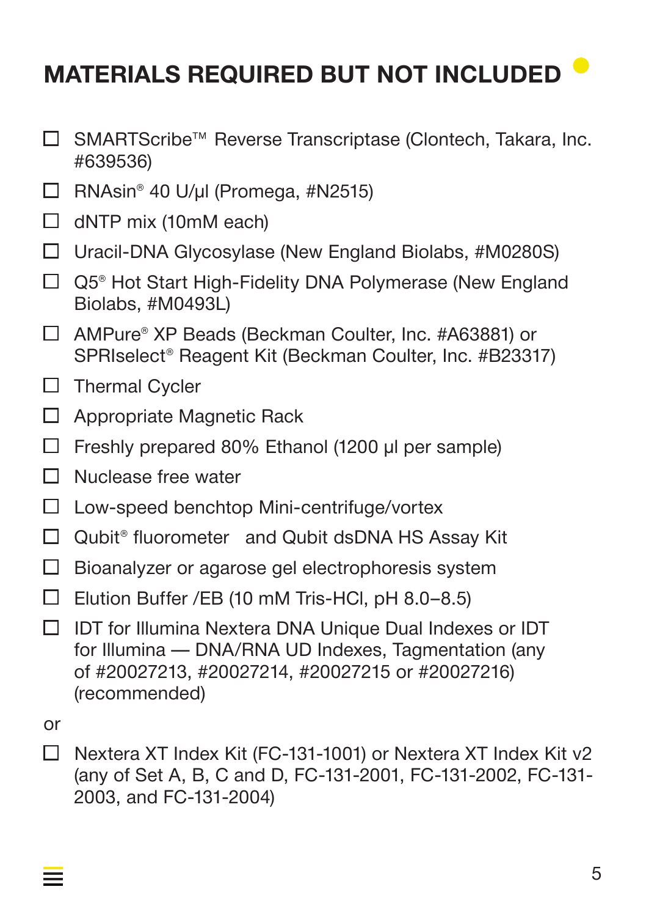# MATERIALS REQUIRED BUT NOT INCLUDED

- ☐ SMARTScribe™ Reverse Transcriptase (Clontech, Takara, Inc. #639536)
- ☐ RNAsin® 40 U/µl (Promega, #N2515)
- ☐ dNTP mix (10mM each)
- ☐ Uracil-DNA Glycosylase (New England Biolabs, #M0280S)
- ☐ Q5® Hot Start High-Fidelity DNA Polymerase (New England Biolabs, #M0493L)
- ☐ AMPure® XP Beads (Beckman Coulter, Inc. #A63881) or SPRIselect® Reagent Kit (Beckman Coulter, Inc. #B23317)
- ☐ Thermal Cycler
- ☐ Appropriate Magnetic Rack
- ☐ Freshly prepared 80% Ethanol (1200 µl per sample)
- ☐ Nuclease free water
- ☐ Low-speed benchtop Mini-centrifuge/vortex
- ☐ Qubit® fluorometer and Qubit dsDNA HS Assay Kit
- ☐ Bioanalyzer or agarose gel electrophoresis system
- ☐ Elution Buffer /EB (10 mM Tris-HCl, pH 8.0–8.5)
- ☐ IDT for Illumina Nextera DNA Unique Dual Indexes or IDT for Illumina — DNA/RNA UD Indexes, Tagmentation (any of #20027213, #20027214, #20027215 or #20027216) (recommended)

or

- ☐ Nextera XT Index Kit (FC-131-1001) or Nextera XT Index Kit v2 (any of Set A, B, C and D, FC-131-2001, FC-131-2002, FC-131-2003, and FC-131-2004)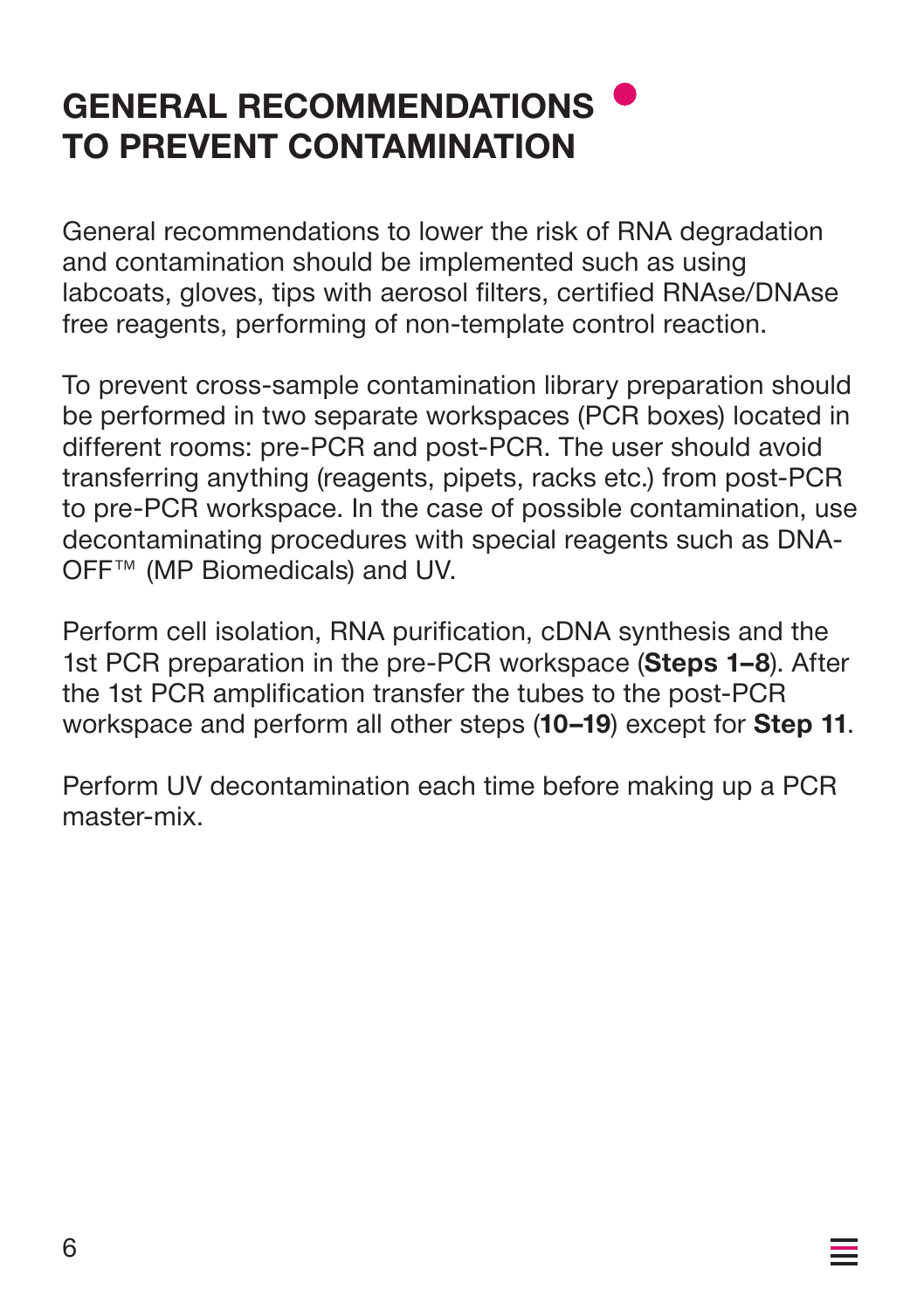# GENERAL RECOMMENDATIONS TO PREVENT CONTAMINATION

General recommendations to lower the risk of RNA degradation and contamination should be implemented such as using labcoats, gloves, tips with aerosol filters, certified RNAse/DNAse free reagents, performing of non-template control reaction.

To prevent cross-sample contamination library preparation should be performed in two separate workspaces (PCR boxes) located in different rooms: pre-PCR and post-PCR. The user should avoid transferring anything (reagents, pipets, racks etc.) from post-PCR to pre-PCR workspace. In the case of possible contamination, use decontaminating procedures with special reagents such as DNA-OFF™ (MP Biomedicals) and UV.

Perform cell isolation, RNA purification, cDNA synthesis and the 1st PCR preparation in the pre-PCR workspace (**Steps 1–8**). After the 1st PCR amplification transfer the tubes to the post-PCR workspace and perform all other steps (**10–19**) except for **Step 11**.

Perform UV decontamination each time before making up a PCR master-mix.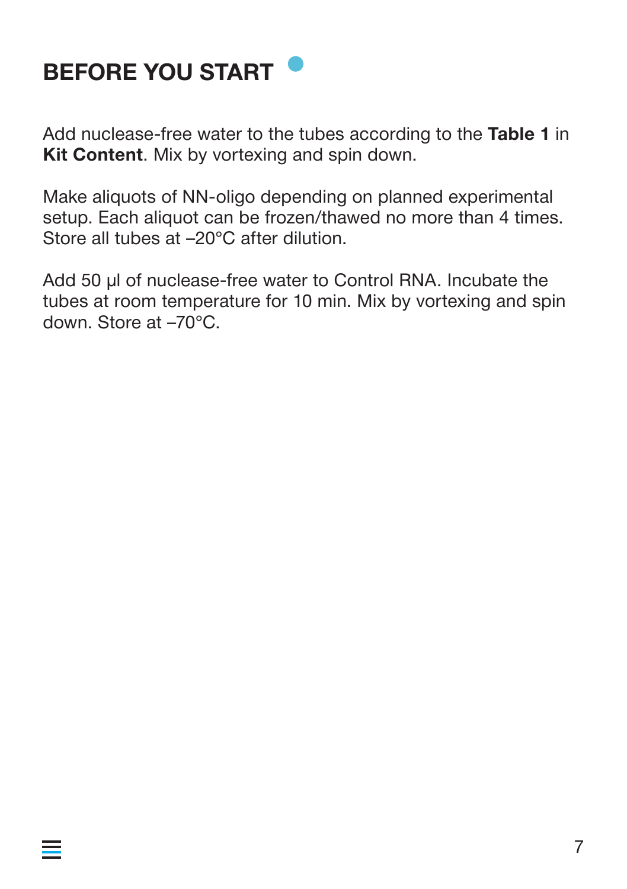# BEFORE YOU START

Add nuclease-free water to the tubes according to the **Table 1** in **Kit Content**. Mix by vortexing and spin down.

Make aliquots of NN-oligo depending on planned experimental setup. Each aliquot can be frozen/thawed no more than 4 times. Store all tubes at –20°C after dilution.

Add 50 μl of nuclease-free water to Control RNA. Incubate the tubes at room temperature for 10 min. Mix by vortexing and spin down. Store at –70°C.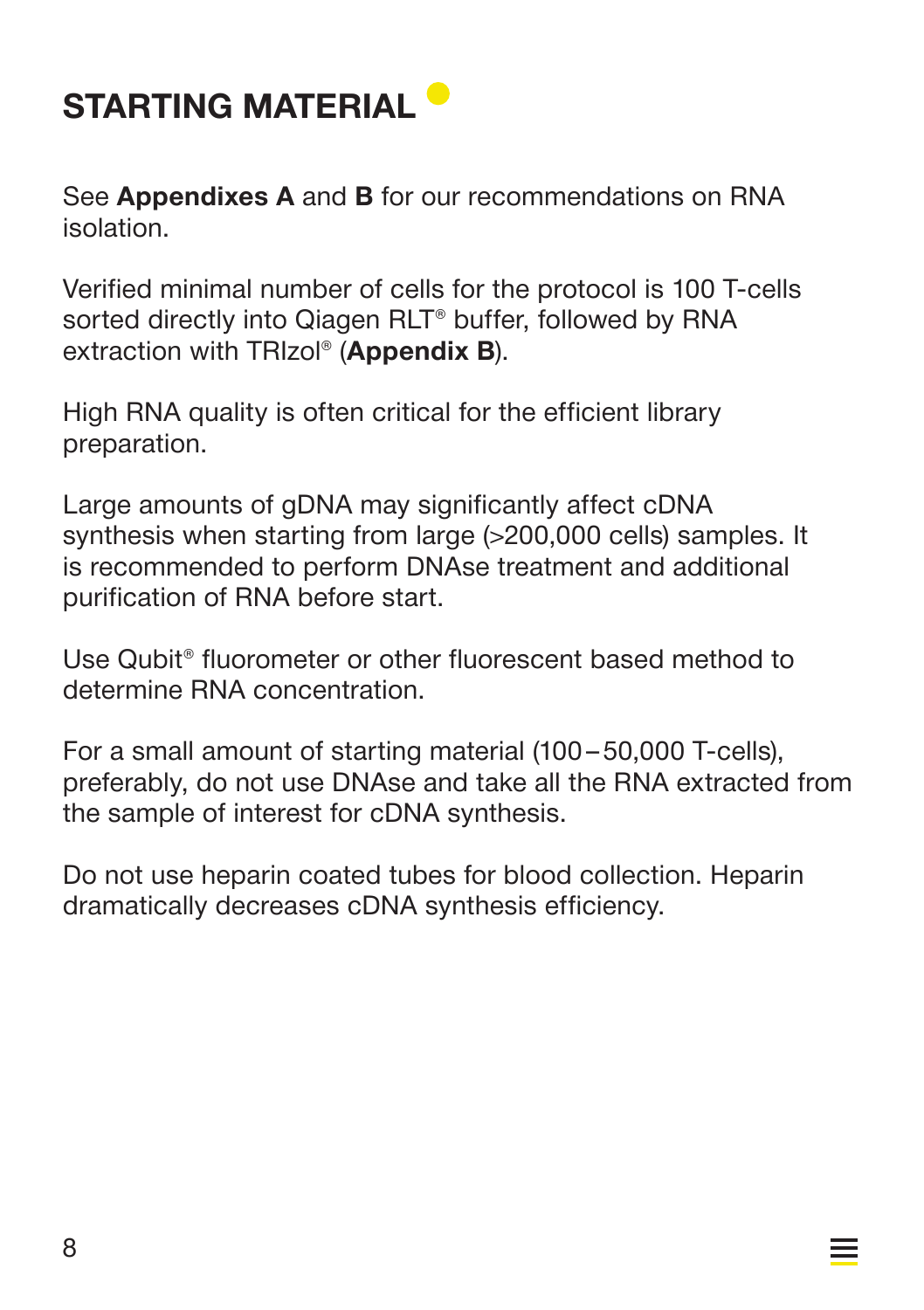# STARTING MATERIAL

See **Appendixes A** and **B** for our recommendations on RNA isolation.

Verified minimal number of cells for the protocol is 100 T-cells sorted directly into Qiagen RLT® buffer, followed by RNA extraction with TRIzol® (**Appendix B**).

High RNA quality is often critical for the efficient library preparation.

Large amounts of gDNA may significantly affect cDNA synthesis when starting from large (>200,000 cells) samples. It is recommended to perform DNAse treatment and additional purification of RNA before start.

Use Qubit® fluorometer or other fluorescent based method to determine RNA concentration.

For a small amount of starting material (100 – 50,000 T-cells), preferably, do not use DNAse and take all the RNA extracted from the sample of interest for cDNA synthesis.

Do not use heparin coated tubes for blood collection. Heparin dramatically decreases cDNA synthesis efficiency.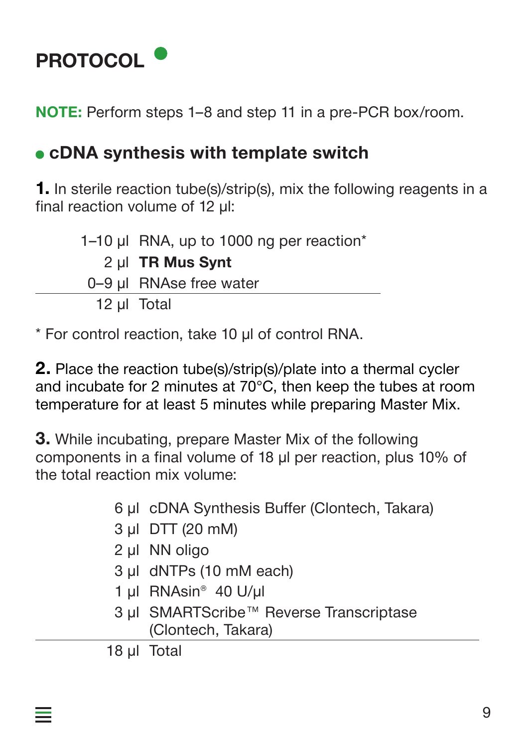# PROTOCOL

**NOTE:** Perform steps 1–8 and step 11 in a pre-PCR box/room.

## cDNA synthesis with template switch

**1.** In sterile reaction tube(s)/strip(s), mix the following reagents in a final reaction volume of 12 µl:

| | |
|---|---|
| 1–10 µl | RNA, up to 1000 ng per reaction* |
| 2 µl | **TR Mus Synt** |
| 0–9 µl | RNAse free water |
| 12 µl | Total |

* For control reaction, take 10 µl of control RNA.

**2.** Place the reaction tube(s)/strip(s)/plate into a thermal cycler and incubate for 2 minutes at 70°C, then keep the tubes at room temperature for at least 5 minutes while preparing Master Mix.

**3.** While incubating, prepare Master Mix of the following components in a final volume of 18 µl per reaction, plus 10% of the total reaction mix volume:

| | |
|---|---|
| 6 µl | cDNA Synthesis Buffer (Clontech, Takara) |
| 3 µl | DTT (20 mM) |
| 2 µl | NN oligo |
| 3 µl | dNTPs (10 mM each) |
| 1 µl | RNAsin® 40 U/µl |
| 3 µl | SMARTScribe™ Reverse Transcriptase (Clontech, Takara) |
| 18 µl | Total |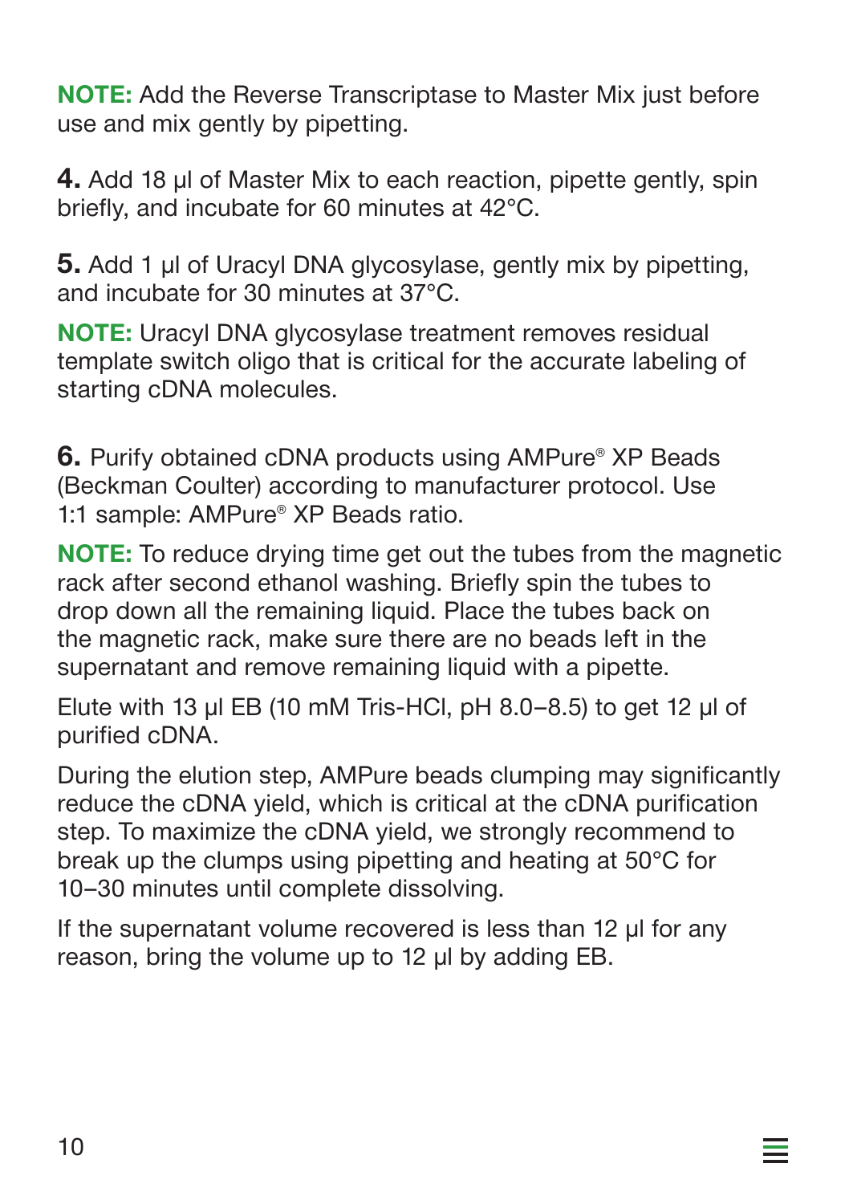**NOTE:** Add the Reverse Transcriptase to Master Mix just before use and mix gently by pipetting.

**4.** Add 18 µl of Master Mix to each reaction, pipette gently, spin briefly, and incubate for 60 minutes at 42°C.

**5.** Add 1 µl of Uracyl DNA glycosylase, gently mix by pipetting, and incubate for 30 minutes at 37°C.

**NOTE:** Uracyl DNA glycosylase treatment removes residual template switch oligo that is critical for the accurate labeling of starting cDNA molecules.

**6.** Purify obtained cDNA products using AMPure® XP Beads (Beckman Coulter) according to manufacturer protocol. Use 1:1 sample: AMPure® XP Beads ratio.

**NOTE:** To reduce drying time get out the tubes from the magnetic rack after second ethanol washing. Briefly spin the tubes to drop down all the remaining liquid. Place the tubes back on the magnetic rack, make sure there are no beads left in the supernatant and remove remaining liquid with a pipette.

Elute with 13 µl EB (10 mM Tris-HCl, pH 8.0–8.5) to get 12 µl of purified cDNA.

During the elution step, AMPure beads clumping may significantly reduce the cDNA yield, which is critical at the cDNA purification step. To maximize the cDNA yield, we strongly recommend to break up the clumps using pipetting and heating at 50°C for 10–30 minutes until complete dissolving.

If the supernatant volume recovered is less than 12 µl for any reason, bring the volume up to 12 µl by adding EB.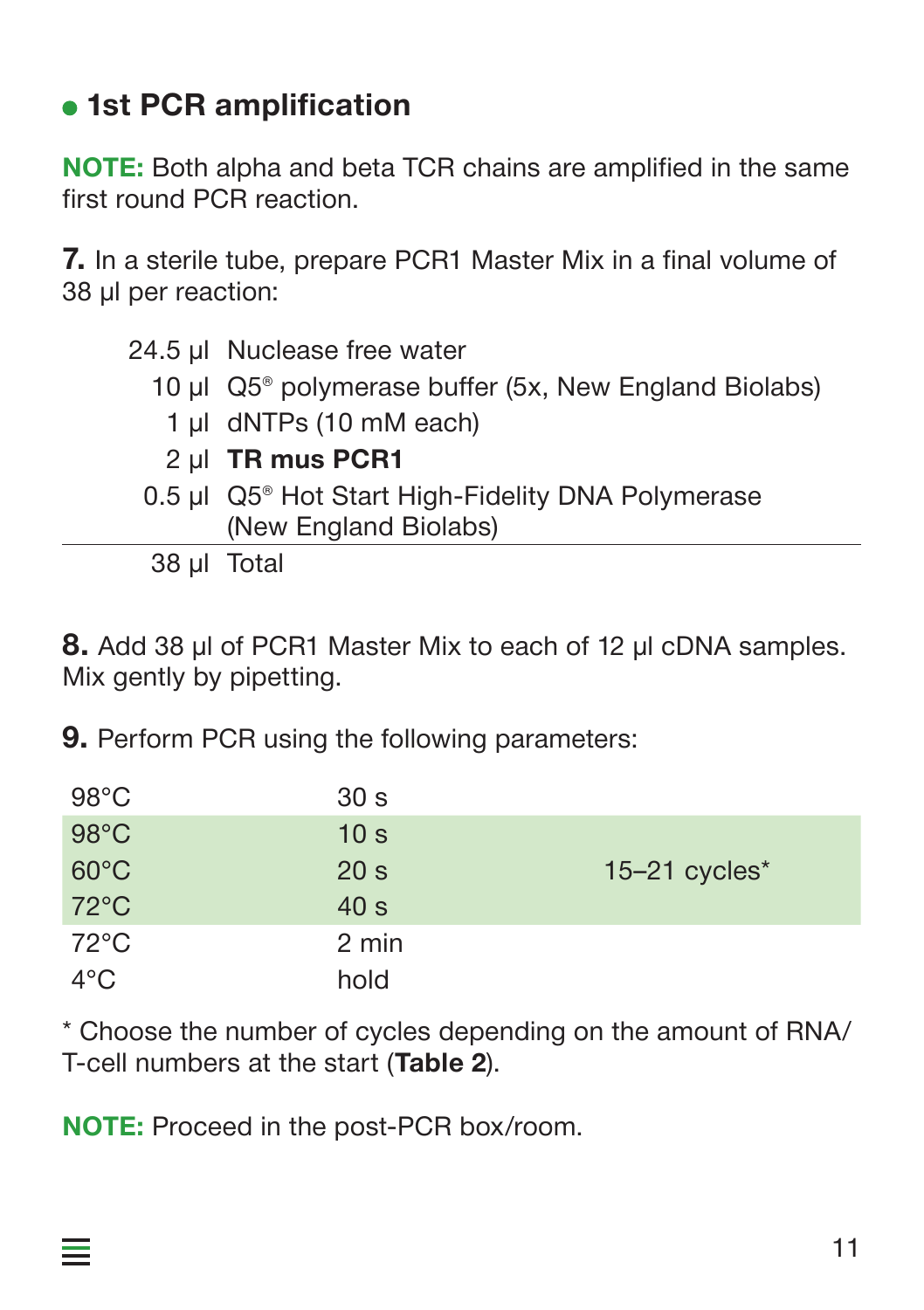## 1st PCR amplification

**NOTE:** Both alpha and beta TCR chains are amplified in the same first round PCR reaction.

**7.** In a sterile tube, prepare PCR1 Master Mix in a final volume of 38 µl per reaction:

| | |
|---|---|
| 24.5 µl | Nuclease free water |
| 10 µl | Q5® polymerase buffer (5x, New England Biolabs) |
| 1 µl | dNTPs (10 mM each) |
| 2 µl | **TR mus PCR1** |
| 0.5 µl | Q5® Hot Start High-Fidelity DNA Polymerase (New England Biolabs) |
| 38 µl | Total |

**8.** Add 38 µl of PCR1 Master Mix to each of 12 µl cDNA samples. Mix gently by pipetting.

**9.** Perform PCR using the following parameters:

| | | |
|---|---|---|
| 98°C | 30 s | |
| 98°C | 10 s | 15–21 cycles* |
| 60°C | 20 s | |
| 72°C | 40 s | |
| 72°C | 2 min | |
| 4°C | hold | |

* Choose the number of cycles depending on the amount of RNA/T-cell numbers at the start (**Table 2**).

**NOTE:** Proceed in the post-PCR box/room.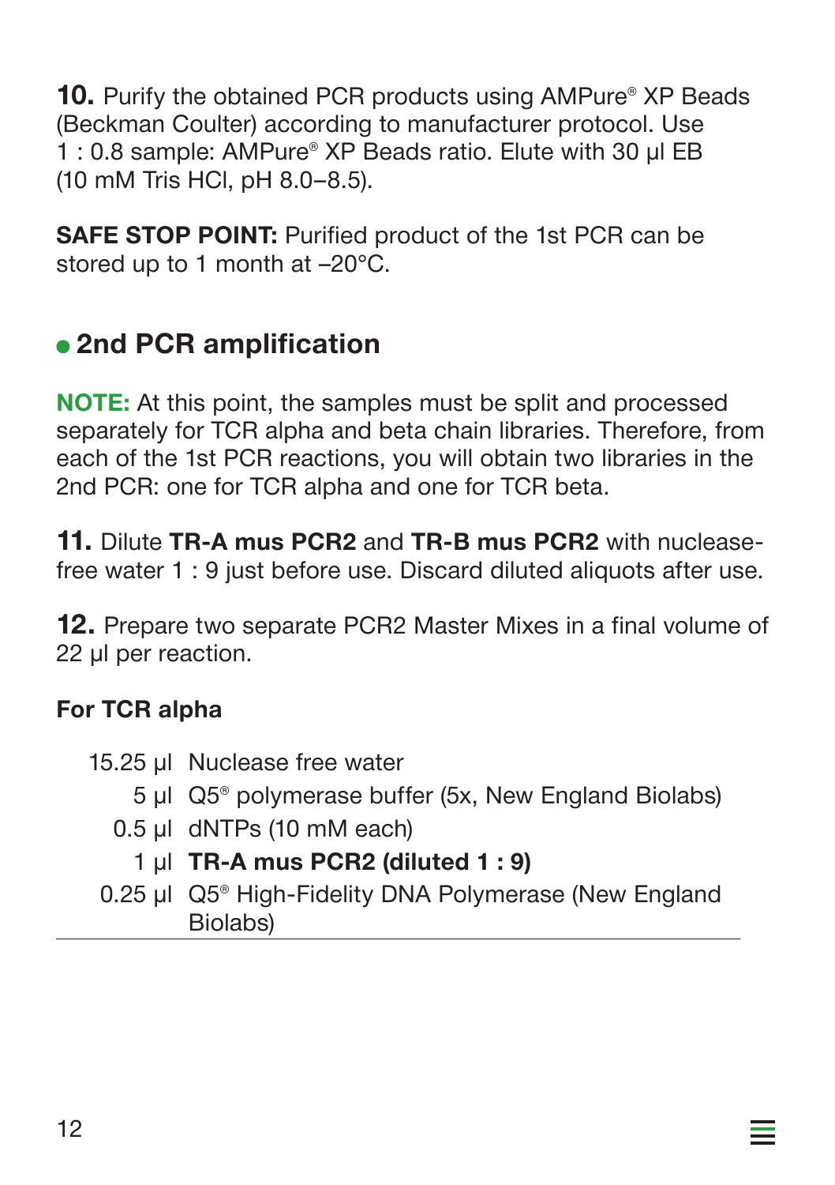**10.** Purify the obtained PCR products using AMPure® XP Beads (Beckman Coulter) according to manufacturer protocol. Use 1 : 0.8 sample: AMPure® XP Beads ratio. Elute with 30 µl EB (10 mM Tris HCl, pH 8.0–8.5).

**SAFE STOP POINT:** Purified product of the 1st PCR can be stored up to 1 month at –20°C.

## 2nd PCR amplification

**NOTE:** At this point, the samples must be split and processed separately for TCR alpha and beta chain libraries. Therefore, from each of the 1st PCR reactions, you will obtain two libraries in the 2nd PCR: one for TCR alpha and one for TCR beta.

**11.** Dilute **TR-A mus PCR2** and **TR-B mus PCR2** with nuclease-free water 1 : 9 just before use. Discard diluted aliquots after use.

**12.** Prepare two separate PCR2 Master Mixes in a final volume of 22 µl per reaction.

**For TCR alpha**

| | |
|---|---|
| 15.25 µl | Nuclease free water |
| 5 µl | Q5® polymerase buffer (5x, New England Biolabs) |
| 0.5 µl | dNTPs (10 mM each) |
| 1 µl | **TR-A mus PCR2 (diluted 1 : 9)** |
| 0.25 µl | Q5® High-Fidelity DNA Polymerase (New England Biolabs) |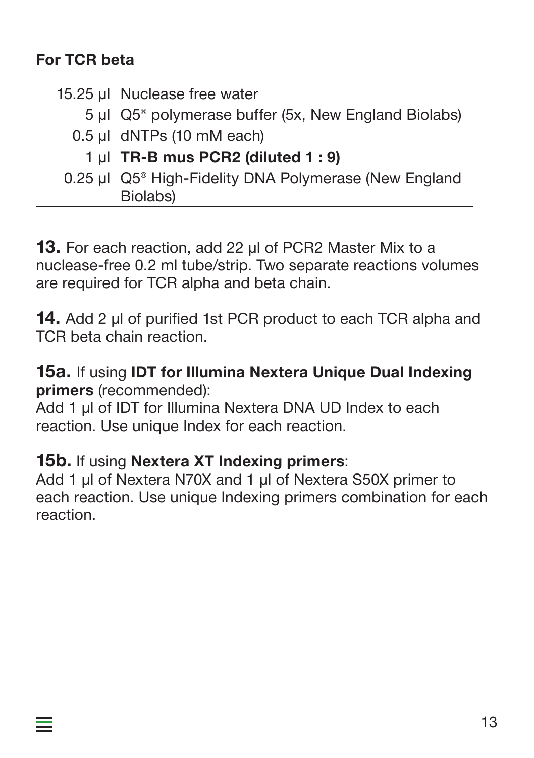**For TCR beta**

| | |
|---|---|
| 15.25 µl | Nuclease free water |
| 5 µl | Q5® polymerase buffer (5x, New England Biolabs) |
| 0.5 µl | dNTPs (10 mM each) |
| 1 µl | **TR-B mus PCR2 (diluted 1 : 9)** |
| 0.25 µl | Q5® High-Fidelity DNA Polymerase (New England Biolabs) |

**13.** For each reaction, add 22 µl of PCR2 Master Mix to a nuclease-free 0.2 ml tube/strip. Two separate reactions volumes are required for TCR alpha and beta chain.

**14.** Add 2 µl of purified 1st PCR product to each TCR alpha and TCR beta chain reaction.

**15a.** If using **IDT for Illumina Nextera Unique Dual Indexing primers** (recommended):
Add 1 µl of IDT for Illumina Nextera DNA UD Index to each reaction. Use unique Index for each reaction.

**15b.** If using **Nextera XT Indexing primers**:
Add 1 µl of Nextera N70X and 1 µl of Nextera S50X primer to each reaction. Use unique Indexing primers combination for each reaction.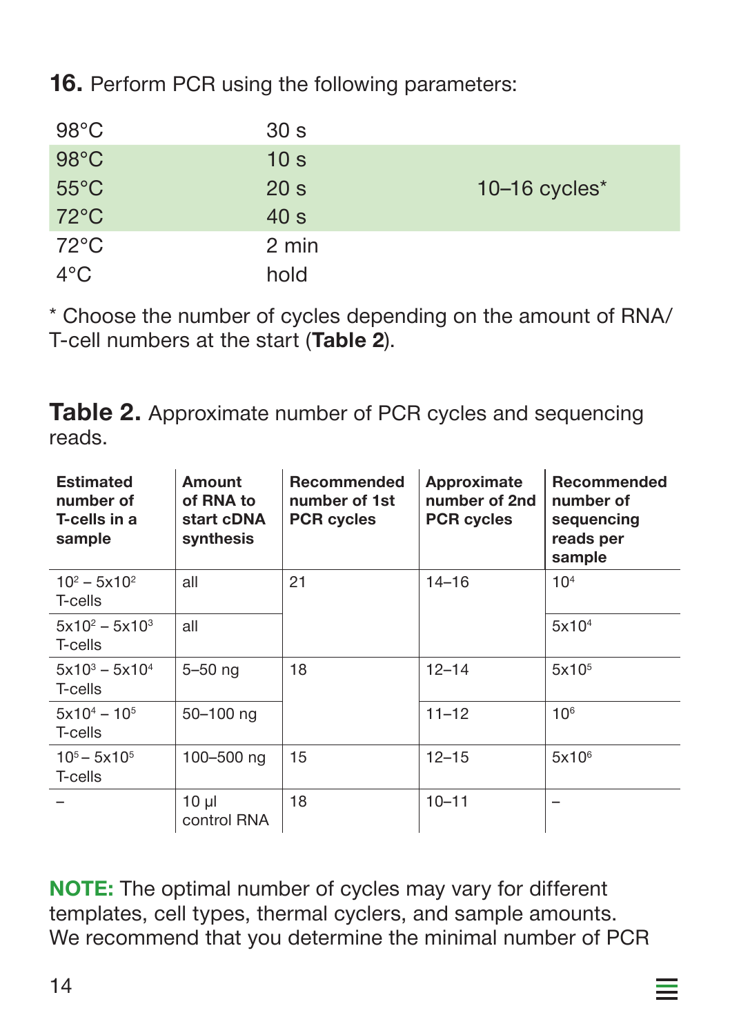**16.** Perform PCR using the following parameters:

| | | |
|---|---|---|
| 98°C | 30 s | |
| 98°C | 10 s | 10–16 cycles* |
| 55°C | 20 s | |
| 72°C | 40 s | |
| 72°C | 2 min | |
| 4°C | hold | |

\* Choose the number of cycles depending on the amount of RNA/ T-cell numbers at the start (**Table 2**).

**Table 2.** Approximate number of PCR cycles and sequencing reads.

| Estimated number of T-cells in a sample | Amount of RNA to start cDNA synthesis | Recommended number of 1st PCR cycles | Approximate number of 2nd PCR cycles | Recommended number of sequencing reads per sample |
|---|---|---|---|---|
| $10^2 – 5x10^2$ T-cells | all | 21 | 14–16 | $10^4$ |
| $5x10^2 – 5x10^3$ T-cells | all | | | $5x10^4$ |
| $5x10^3 – 5x10^4$ T-cells | 5–50 ng | 18 | 12–14 | $5x10^5$ |
| $5x10^4 – 10^5$ T-cells | 50–100 ng | | 11–12 | $10^6$ |
| $10^5 – 5x10^5$ T-cells | 100–500 ng | 15 | 12–15 | $5x10^6$ |
| – | 10 µl control RNA | 18 | 10–11 | – |

**NOTE:** The optimal number of cycles may vary for different templates, cell types, thermal cyclers, and sample amounts. We recommend that you determine the minimal number of PCR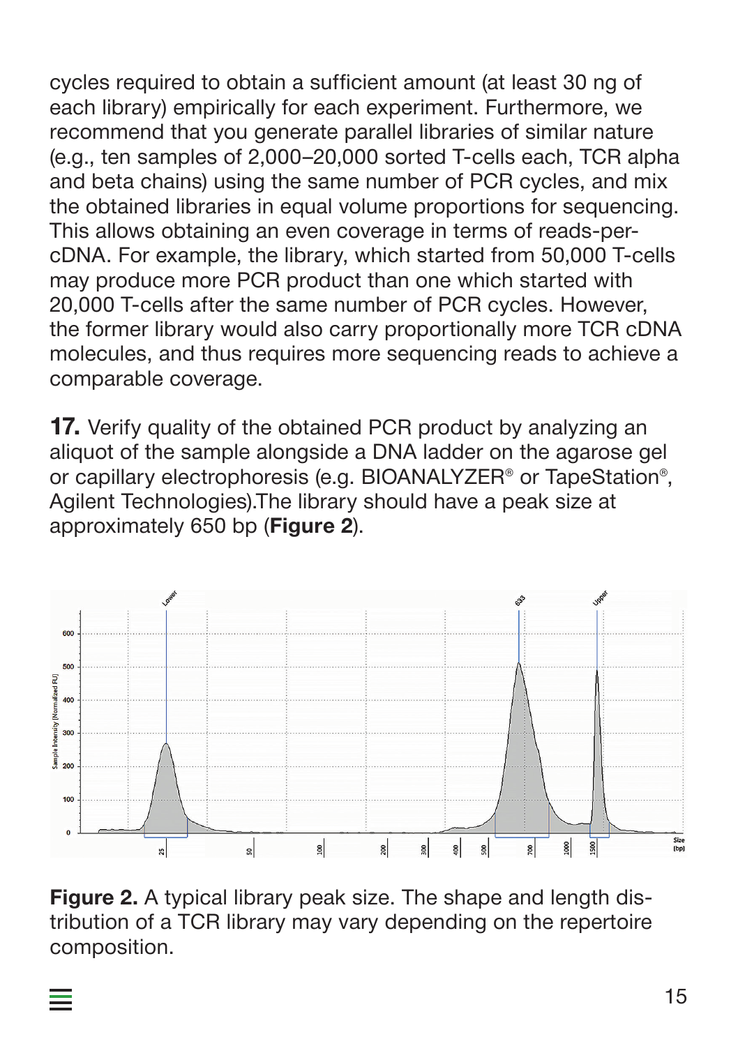cycles required to obtain a sufficient amount (at least 30 ng of each library) empirically for each experiment. Furthermore, we recommend that you generate parallel libraries of similar nature (e.g., ten samples of 2,000–20,000 sorted T-cells each, TCR alpha and beta chains) using the same number of PCR cycles, and mix the obtained libraries in equal volume proportions for sequencing. This allows obtaining an even coverage in terms of reads-per-cDNA. For example, the library, which started from 50,000 T-cells may produce more PCR product than one which started with 20,000 T-cells after the same number of PCR cycles. However, the former library would also carry proportionally more TCR cDNA molecules, and thus requires more sequencing reads to achieve a comparable coverage.

**17.** Verify quality of the obtained PCR product by analyzing an aliquot of the sample alongside a DNA ladder on the agarose gel or capillary electrophoresis (e.g. BIOANALYZER® or TapeStation®, Agilent Technologies).The library should have a peak size at approximately 650 bp (**Figure 2**).

**Figure 2.** A typical library peak size. The shape and length distribution of a TCR library may vary depending on the repertoire composition.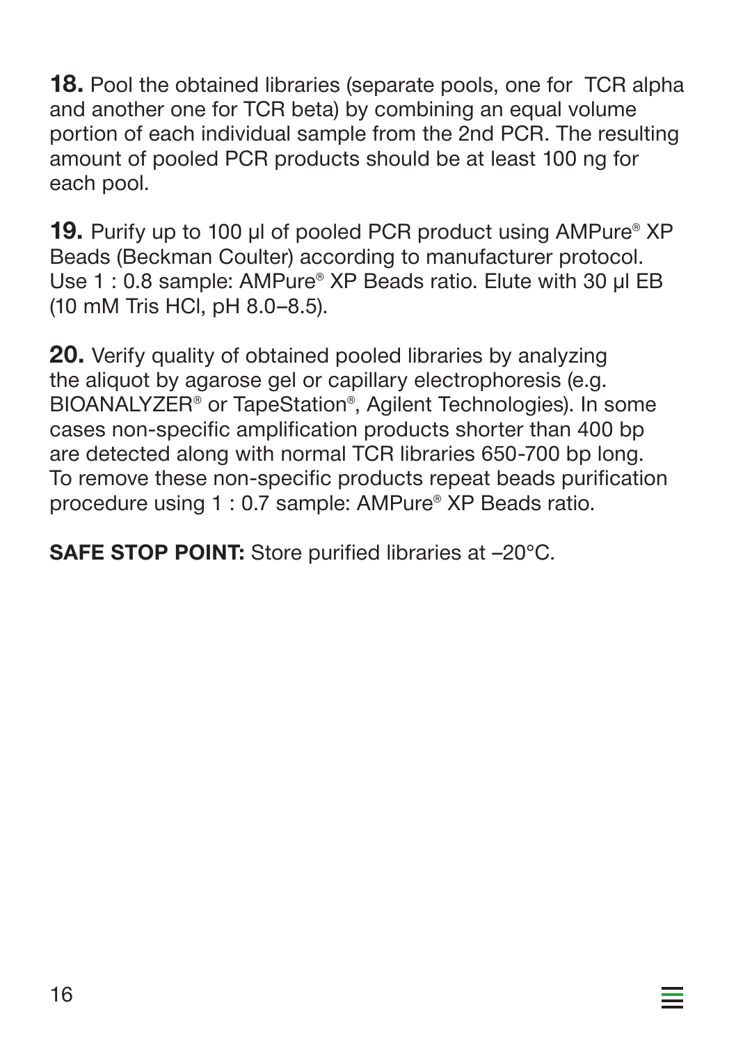**18.** Pool the obtained libraries (separate pools, one for TCR alpha and another one for TCR beta) by combining an equal volume portion of each individual sample from the 2nd PCR. The resulting amount of pooled PCR products should be at least 100 ng for each pool.

**19.** Purify up to 100 µl of pooled PCR product using AMPure® XP Beads (Beckman Coulter) according to manufacturer protocol. Use 1 : 0.8 sample: AMPure® XP Beads ratio. Elute with 30 µl EB (10 mM Tris HCl, pH 8.0–8.5).

**20.** Verify quality of obtained pooled libraries by analyzing the aliquot by agarose gel or capillary electrophoresis (e.g. BIOANALYZER® or TapeStation®, Agilent Technologies). In some cases non-specific amplification products shorter than 400 bp are detected along with normal TCR libraries 650-700 bp long. To remove these non-specific products repeat beads purification procedure using 1 : 0.7 sample: AMPure® XP Beads ratio.

**SAFE STOP POINT:** Store purified libraries at –20°C.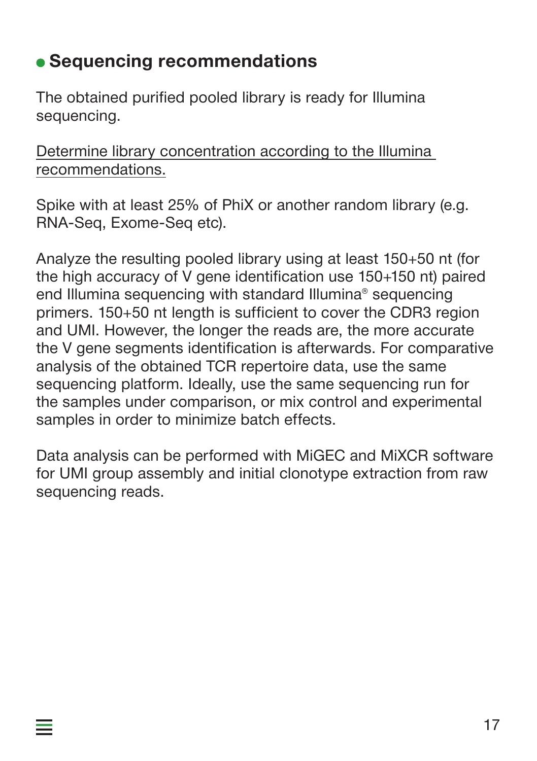## Sequencing recommendations

The obtained purified pooled library is ready for Illumina sequencing.

Determine library concentration according to the Illumina recommendations.

Spike with at least 25% of PhiX or another random library (e.g. RNA-Seq, Exome-Seq etc).

Analyze the resulting pooled library using at least 150+50 nt (for the high accuracy of V gene identification use 150+150 nt) paired end Illumina sequencing with standard Illumina® sequencing primers. 150+50 nt length is sufficient to cover the CDR3 region and UMI. However, the longer the reads are, the more accurate the V gene segments identification is afterwards. For comparative analysis of the obtained TCR repertoire data, use the same sequencing platform. Ideally, use the same sequencing run for the samples under comparison, or mix control and experimental samples in order to minimize batch effects.

Data analysis can be performed with MiGEC and MiXCR software for UMI group assembly and initial clonotype extraction from raw sequencing reads.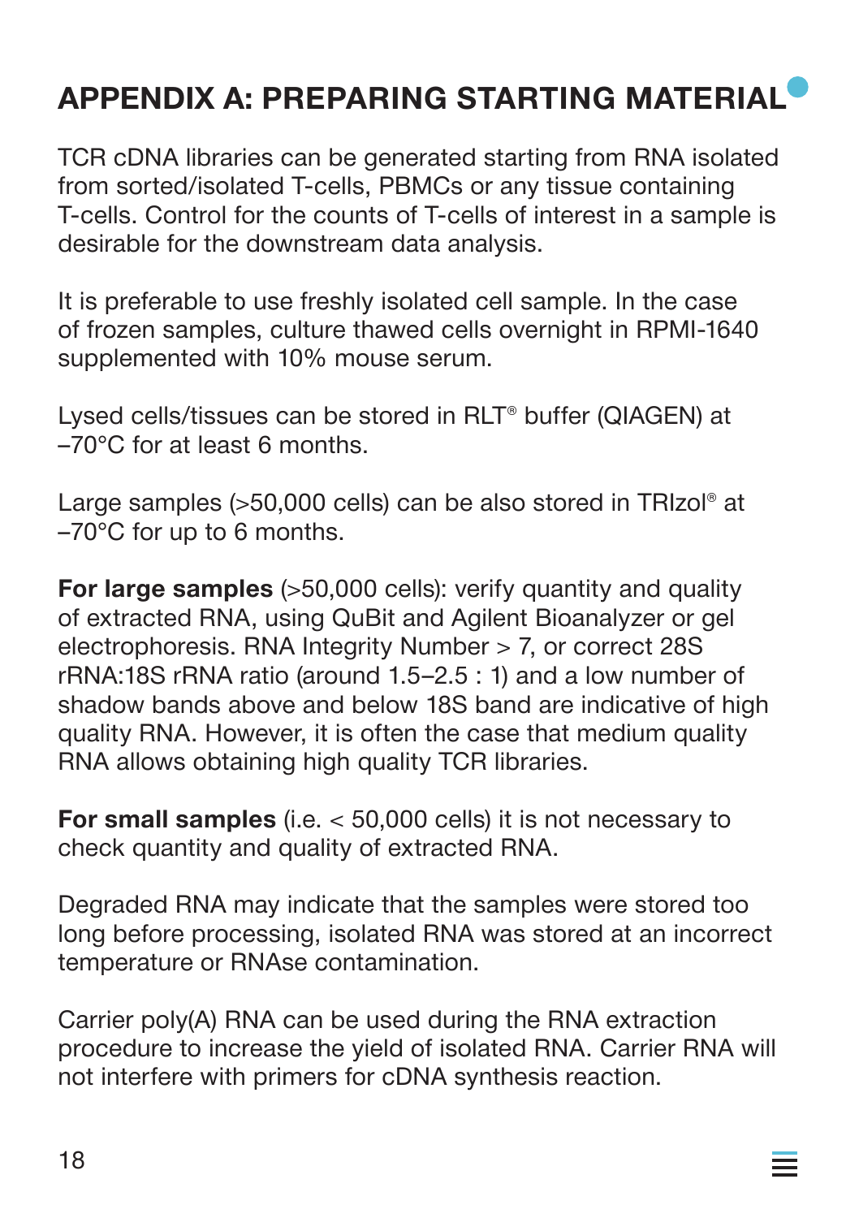# APPENDIX A: PREPARING STARTING MATERIAL

TCR cDNA libraries can be generated starting from RNA isolated from sorted/isolated T-cells, PBMCs or any tissue containing T-cells. Control for the counts of T-cells of interest in a sample is desirable for the downstream data analysis.

It is preferable to use freshly isolated cell sample. In the case of frozen samples, culture thawed cells overnight in RPMI-1640 supplemented with 10% mouse serum.

Lysed cells/tissues can be stored in RLT® buffer (QIAGEN) at –70°C for at least 6 months.

Large samples (>50,000 cells) can be also stored in TRIzol® at –70°C for up to 6 months.

**For large samples** (>50,000 cells): verify quantity and quality of extracted RNA, using QuBit and Agilent Bioanalyzer or gel electrophoresis. RNA Integrity Number > 7, or correct 28S rRNA:18S rRNA ratio (around 1.5–2.5 : 1) and a low number of shadow bands above and below 18S band are indicative of high quality RNA. However, it is often the case that medium quality RNA allows obtaining high quality TCR libraries.

**For small samples** (i.e. < 50,000 cells) it is not necessary to check quantity and quality of extracted RNA.

Degraded RNA may indicate that the samples were stored too long before processing, isolated RNA was stored at an incorrect temperature or RNAse contamination.

Carrier poly(A) RNA can be used during the RNA extraction procedure to increase the yield of isolated RNA. Carrier RNA will not interfere with primers for cDNA synthesis reaction.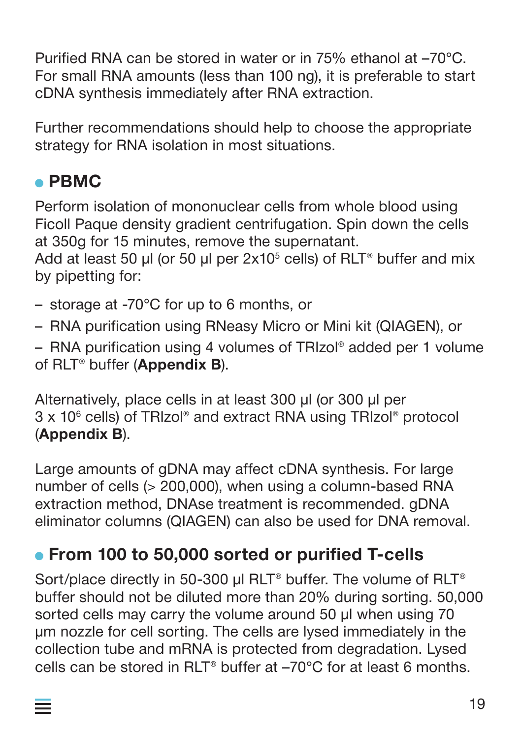Purified RNA can be stored in water or in 75% ethanol at –70°C. For small RNA amounts (less than 100 ng), it is preferable to start cDNA synthesis immediately after RNA extraction.

Further recommendations should help to choose the appropriate strategy for RNA isolation in most situations.

## PBMC

Perform isolation of mononuclear cells from whole blood using Ficoll Paque density gradient centrifugation. Spin down the cells at 350g for 15 minutes, remove the supernatant.
Add at least 50 µl (or 50 µl per $2x10^5$ cells) of RLT® buffer and mix by pipetting for:

- storage at -70°C for up to 6 months, or
- RNA purification using RNeasy Micro or Mini kit (QIAGEN), or
- RNA purification using 4 volumes of TRIzol® added per 1 volume of RLT® buffer (**Appendix B**).

Alternatively, place cells in at least 300 µl (or 300 µl per $3 \times 10^6$ cells) of TRIzol® and extract RNA using TRIzol® protocol (**Appendix B**).

Large amounts of gDNA may affect cDNA synthesis. For large number of cells (> 200,000), when using a column-based RNA extraction method, DNAse treatment is recommended. gDNA eliminator columns (QIAGEN) can also be used for DNA removal.

## From 100 to 50,000 sorted or purified T-cells

Sort/place directly in 50-300 µl RLT® buffer. The volume of RLT® buffer should not be diluted more than 20% during sorting. 50,000 sorted cells may carry the volume around 50 µl when using 70 µm nozzle for cell sorting. The cells are lysed immediately in the collection tube and mRNA is protected from degradation. Lysed cells can be stored in RLT® buffer at –70°C for at least 6 months.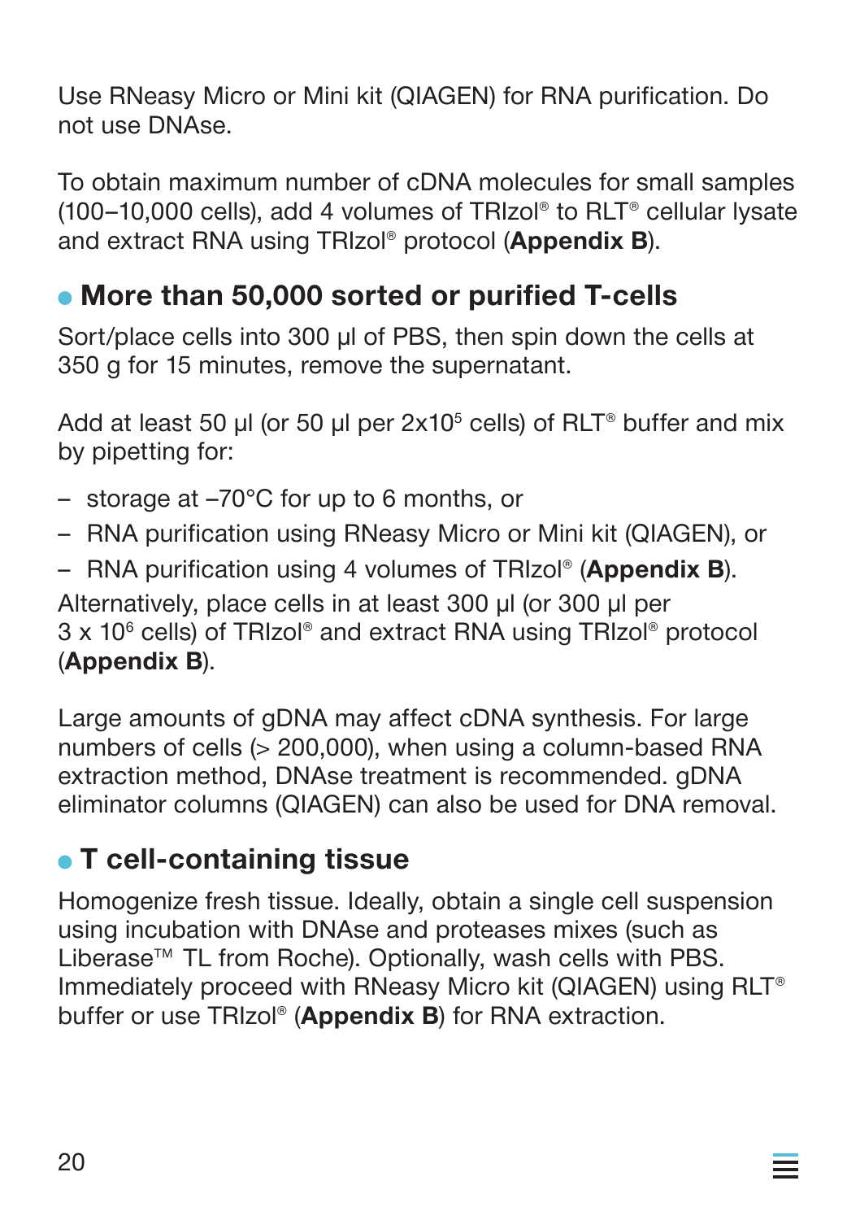Use RNeasy Micro or Mini kit (QIAGEN) for RNA purification. Do not use DNAse.

To obtain maximum number of cDNA molecules for small samples (100–10,000 cells), add 4 volumes of TRIzol® to RLT® cellular lysate and extract RNA using TRIzol® protocol (**Appendix B**).

## More than 50,000 sorted or purified T-cells

Sort/place cells into 300 µl of PBS, then spin down the cells at 350 g for 15 minutes, remove the supernatant.

Add at least 50 µl (or 50 µl per $2x10^5$ cells) of RLT® buffer and mix by pipetting for:

- storage at –70°C for up to 6 months, or
- RNA purification using RNeasy Micro or Mini kit (QIAGEN), or
- RNA purification using 4 volumes of TRIzol® (**Appendix B**).

Alternatively, place cells in at least 300 µl (or 300 µl per $3 \times 10^6$ cells) of TRIzol® and extract RNA using TRIzol® protocol (**Appendix B**).

Large amounts of gDNA may affect cDNA synthesis. For large numbers of cells (> 200,000), when using a column-based RNA extraction method, DNAse treatment is recommended. gDNA eliminator columns (QIAGEN) can also be used for DNA removal.

## T cell-containing tissue

Homogenize fresh tissue. Ideally, obtain a single cell suspension using incubation with DNAse and proteases mixes (such as Liberase™ TL from Roche). Optionally, wash cells with PBS. Immediately proceed with RNeasy Micro kit (QIAGEN) using RLT® buffer or use TRIzol® (**Appendix B**) for RNA extraction.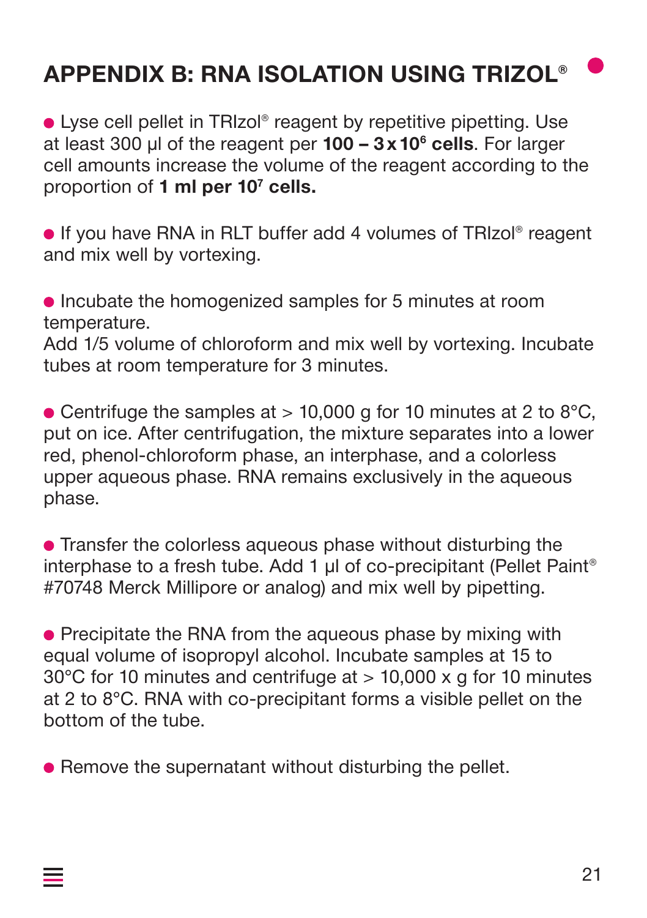# APPENDIX B: RNA ISOLATION USING TRIZOL®

- Lyse cell pellet in TRIzol® reagent by repetitive pipetting. Use at least 300 µl of the reagent per **100 – 3 x $10^6$ cells**. For larger cell amounts increase the volume of the reagent according to the proportion of **1 ml per $10^7$ cells.**

- If you have RNA in RLT buffer add 4 volumes of TRIzol® reagent and mix well by vortexing.

- Incubate the homogenized samples for 5 minutes at room temperature.
  Add 1/5 volume of chloroform and mix well by vortexing. Incubate tubes at room temperature for 3 minutes.

- Centrifuge the samples at > 10,000 g for 10 minutes at 2 to 8°C, put on ice. After centrifugation, the mixture separates into a lower red, phenol-chloroform phase, an interphase, and a colorless upper aqueous phase. RNA remains exclusively in the aqueous phase.

- Transfer the colorless aqueous phase without disturbing the interphase to a fresh tube. Add 1 µl of co-precipitant (Pellet Paint® #70748 Merck Millipore or analog) and mix well by pipetting.

- Precipitate the RNA from the aqueous phase by mixing with equal volume of isopropyl alcohol. Incubate samples at 15 to 30°C for 10 minutes and centrifuge at > 10,000 x g for 10 minutes at 2 to 8°C. RNA with co-precipitant forms a visible pellet on the bottom of the tube.

- Remove the supernatant without disturbing the pellet.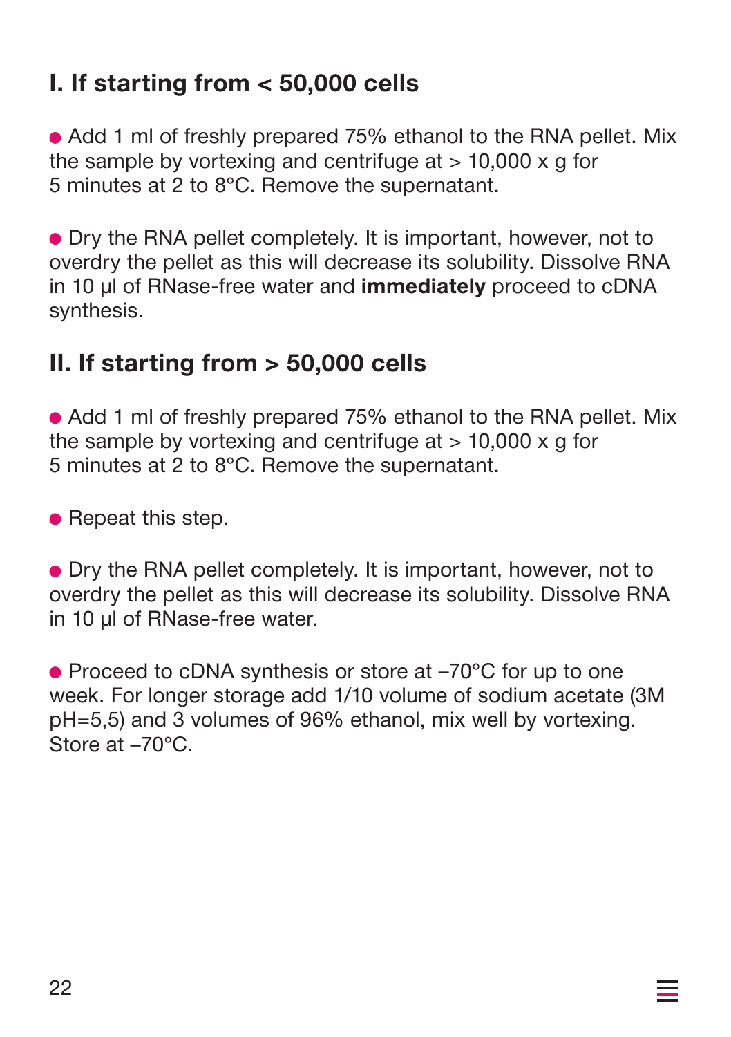## I. If starting from < 50,000 cells

- Add 1 ml of freshly prepared 75% ethanol to the RNA pellet. Mix the sample by vortexing and centrifuge at > 10,000 x g for 5 minutes at 2 to 8°C. Remove the supernatant.

- Dry the RNA pellet completely. It is important, however, not to overdry the pellet as this will decrease its solubility. Dissolve RNA in 10 µl of RNase-free water and **immediately** proceed to cDNA synthesis.

## II. If starting from > 50,000 cells

- Add 1 ml of freshly prepared 75% ethanol to the RNA pellet. Mix the sample by vortexing and centrifuge at > 10,000 x g for 5 minutes at 2 to 8°C. Remove the supernatant.

- Repeat this step.

- Dry the RNA pellet completely. It is important, however, not to overdry the pellet as this will decrease its solubility. Dissolve RNA in 10 µl of RNase-free water.

- Proceed to cDNA synthesis or store at –70°C for up to one week. For longer storage add 1/10 volume of sodium acetate (3M pH=5,5) and 3 volumes of 96% ethanol, mix well by vortexing. Store at –70°C.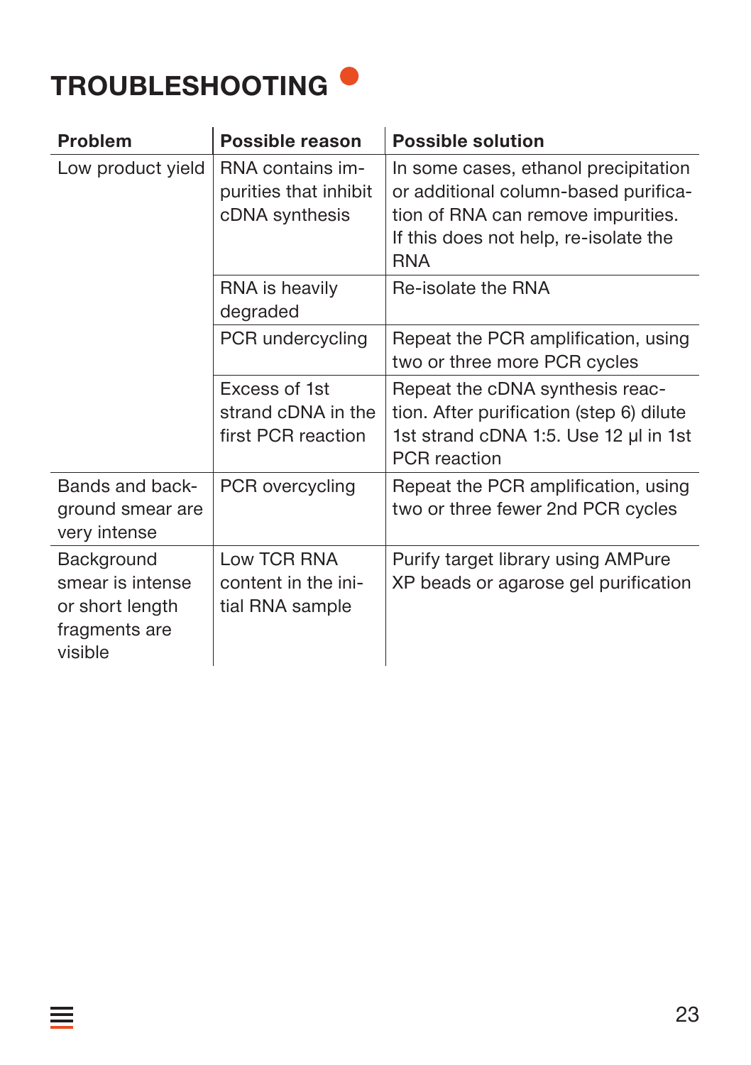# TROUBLESHOOTING

| Problem | Possible reason | Possible solution |
|---|---|---|
| Low product yield | RNA contains impurities that inhibit cDNA synthesis | In some cases, ethanol precipitation or additional column-based purification of RNA can remove impurities. If this does not help, re-isolate the RNA |
| | RNA is heavily degraded | Re-isolate the RNA |
| | PCR undercycling | Repeat the PCR amplification, using two or three more PCR cycles |
| | Excess of 1st strand cDNA in the first PCR reaction | Repeat the cDNA synthesis reaction. After purification (step 6) dilute 1st strand cDNA 1:5. Use 12 µl in 1st PCR reaction |
| Bands and background smear are very intense | PCR overcycling | Repeat the PCR amplification, using two or three fewer 2nd PCR cycles |
| Background smear is intense or short length fragments are visible | Low TCR RNA content in the initial RNA sample | Purify target library using AMPure XP beads or agarose gel purification |